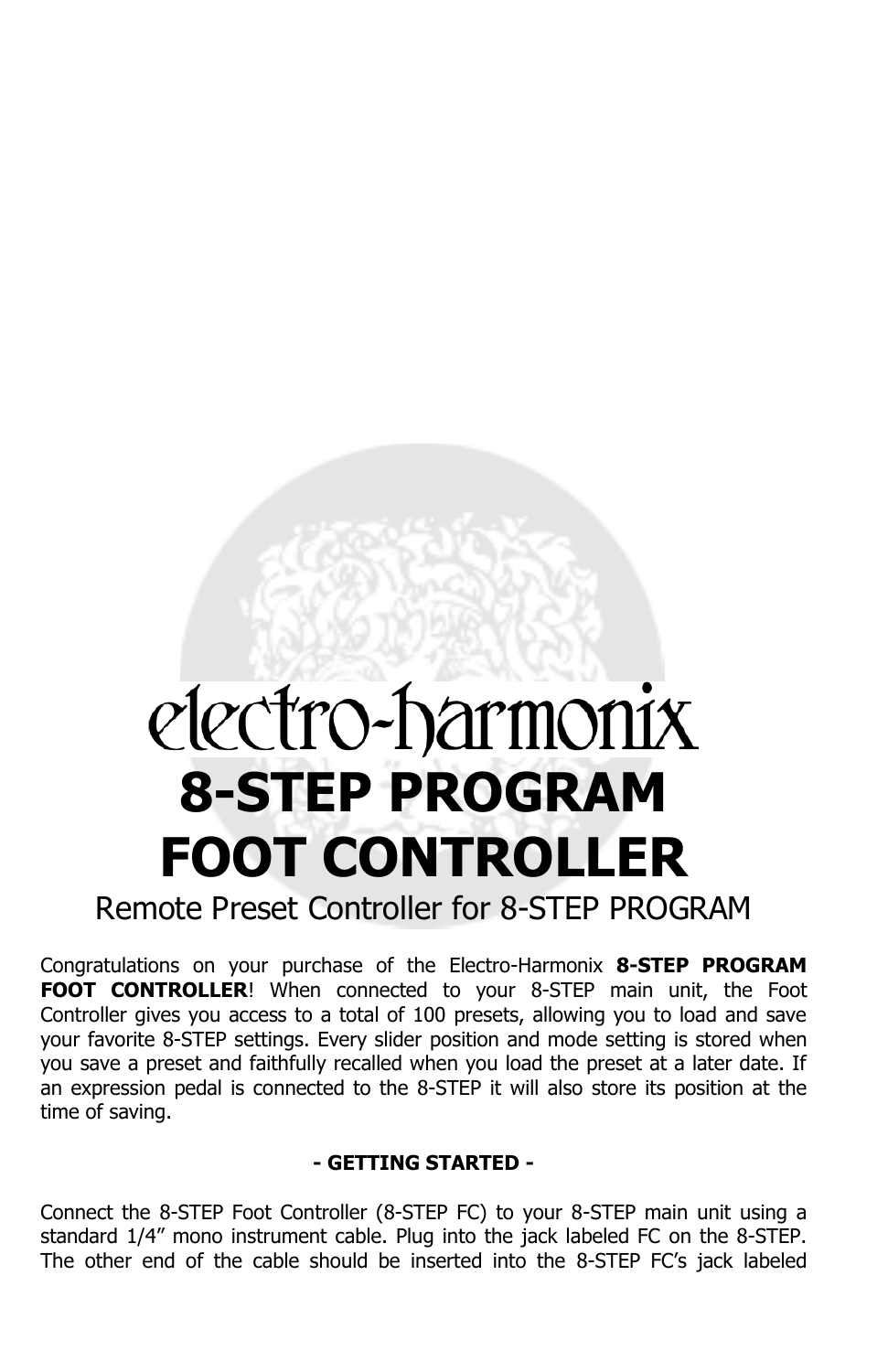electro-harmonix

# 8-STEP PROGRAM FOOT CONTROLLER

Remote Preset Controller for 8-STEP PROGRAM

Congratulations on your purchase of the Electro-Harmonix **8-STEP PROGRAM FOOT CONTROLLER**! When connected to your 8-STEP main unit, the Foot Controller gives you access to a total of 100 presets, allowing you to load and save your favorite 8-STEP settings. Every slider position and mode setting is stored when you save a preset and faithfully recalled when you load the preset at a later date. If an expression pedal is connected to the 8-STEP it will also store its position at the time of saving.

## - GETTING STARTED -

Connect the 8-STEP Foot Controller (8-STEP FC) to your 8-STEP main unit using a standard 1/4” mono instrument cable. Plug into the jack labeled FC on the 8-STEP. The other end of the cable should be inserted into the 8-STEP FC’s jack labeled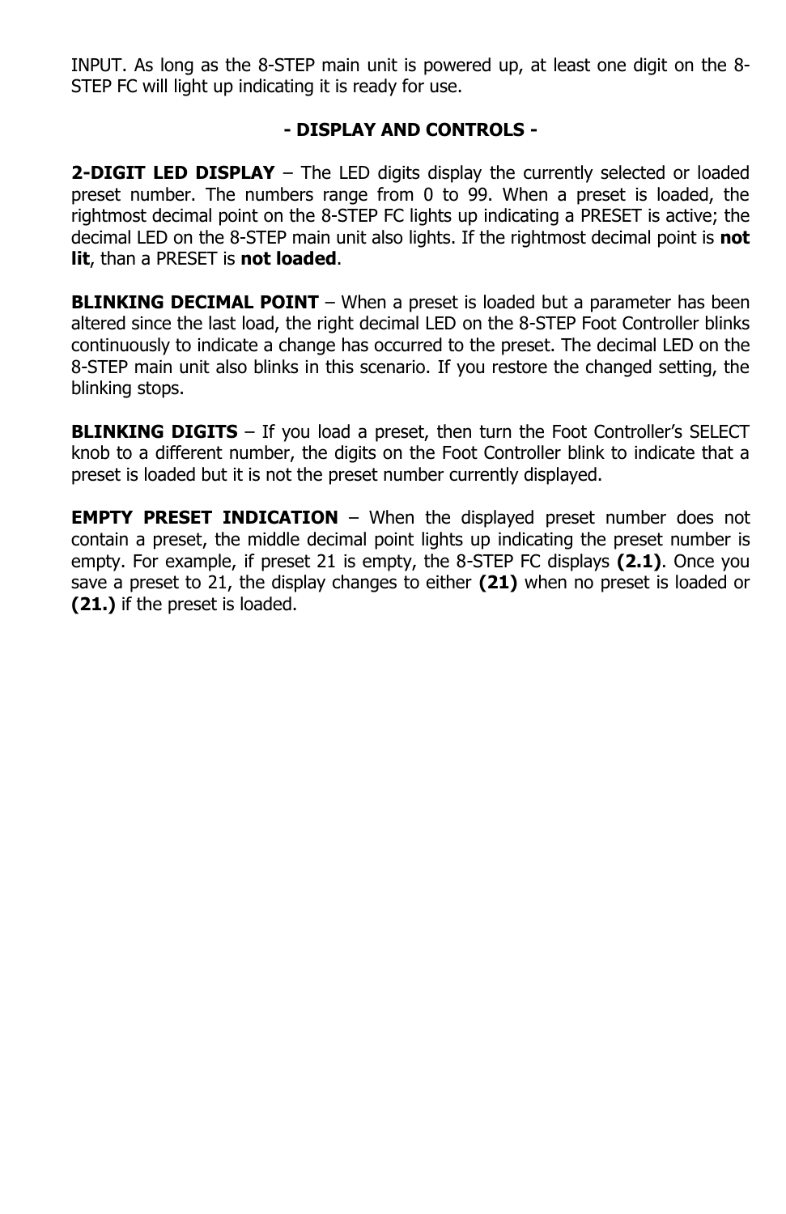INPUT. As long as the 8-STEP main unit is powered up, at least one digit on the 8-STEP FC will light up indicating it is ready for use.

## - DISPLAY AND CONTROLS -

**2-DIGIT LED DISPLAY** – The LED digits display the currently selected or loaded preset number. The numbers range from 0 to 99. When a preset is loaded, the rightmost decimal point on the 8-STEP FC lights up indicating a PRESET is active; the decimal LED on the 8-STEP main unit also lights. If the rightmost decimal point is **not lit**, than a PRESET is **not loaded**.

**BLINKING DECIMAL POINT** – When a preset is loaded but a parameter has been altered since the last load, the right decimal LED on the 8-STEP Foot Controller blinks continuously to indicate a change has occurred to the preset. The decimal LED on the 8-STEP main unit also blinks in this scenario. If you restore the changed setting, the blinking stops.

**BLINKING DIGITS** – If you load a preset, then turn the Foot Controller's SELECT knob to a different number, the digits on the Foot Controller blink to indicate that a preset is loaded but it is not the preset number currently displayed.

**EMPTY PRESET INDICATION** – When the displayed preset number does not contain a preset, the middle decimal point lights up indicating the preset number is empty. For example, if preset 21 is empty, the 8-STEP FC displays **(2.1)**. Once you save a preset to 21, the display changes to either **(21)** when no preset is loaded or **(21.)** if the preset is loaded.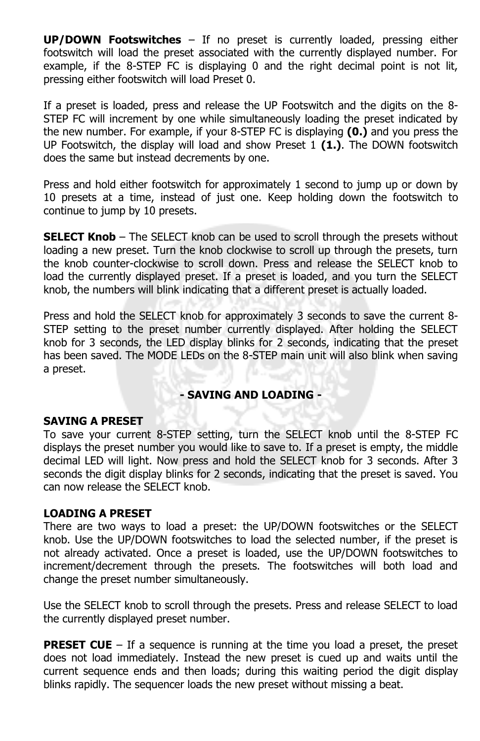**UP/DOWN Footswitches** – If no preset is currently loaded, pressing either footswitch will load the preset associated with the currently displayed number. For example, if the 8-STEP FC is displaying 0 and the right decimal point is not lit, pressing either footswitch will load Preset 0.

If a preset is loaded, press and release the UP Footswitch and the digits on the 8-STEP FC will increment by one while simultaneously loading the preset indicated by the new number. For example, if your 8-STEP FC is displaying **(0.)** and you press the UP Footswitch, the display will load and show Preset 1 **(1.)**. The DOWN footswitch does the same but instead decrements by one.

Press and hold either footswitch for approximately 1 second to jump up or down by 10 presets at a time, instead of just one. Keep holding down the footswitch to continue to jump by 10 presets.

**SELECT Knob** – The SELECT knob can be used to scroll through the presets without loading a new preset. Turn the knob clockwise to scroll up through the presets, turn the knob counter-clockwise to scroll down. Press and release the SELECT knob to load the currently displayed preset. If a preset is loaded, and you turn the SELECT knob, the numbers will blink indicating that a different preset is actually loaded.

Press and hold the SELECT knob for approximately 3 seconds to save the current 8-STEP setting to the preset number currently displayed. After holding the SELECT knob for 3 seconds, the LED display blinks for 2 seconds, indicating that the preset has been saved. The MODE LEDs on the 8-STEP main unit will also blink when saving a preset.

## - SAVING AND LOADING -

### SAVING A PRESET

To save your current 8-STEP setting, turn the SELECT knob until the 8-STEP FC displays the preset number you would like to save to. If a preset is empty, the middle decimal LED will light. Now press and hold the SELECT knob for 3 seconds. After 3 seconds the digit display blinks for 2 seconds, indicating that the preset is saved. You can now release the SELECT knob.

### LOADING A PRESET

There are two ways to load a preset: the UP/DOWN footswitches or the SELECT knob. Use the UP/DOWN footswitches to load the selected number, if the preset is not already activated. Once a preset is loaded, use the UP/DOWN footswitches to increment/decrement through the presets. The footswitches will both load and change the preset number simultaneously.

Use the SELECT knob to scroll through the presets. Press and release SELECT to load the currently displayed preset number.

**PRESET CUE** – If a sequence is running at the time you load a preset, the preset does not load immediately. Instead the new preset is cued up and waits until the current sequence ends and then loads; during this waiting period the digit display blinks rapidly. The sequencer loads the new preset without missing a beat.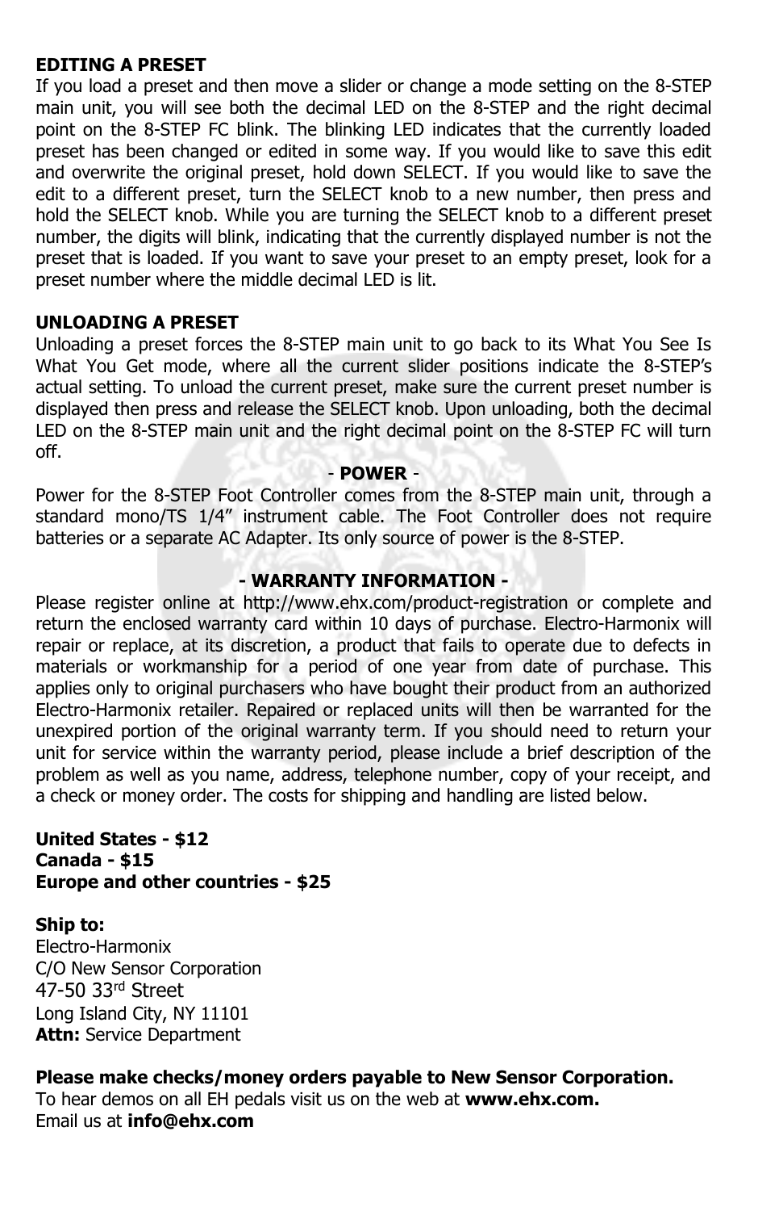**EDITING A PRESET**

If you load a preset and then move a slider or change a mode setting on the 8-STEP main unit, you will see both the decimal LED on the 8-STEP and the right decimal point on the 8-STEP FC blink. The blinking LED indicates that the currently loaded preset has been changed or edited in some way. If you would like to save this edit and overwrite the original preset, hold down SELECT. If you would like to save the edit to a different preset, turn the SELECT knob to a new number, then press and hold the SELECT knob. While you are turning the SELECT knob to a different preset number, the digits will blink, indicating that the currently displayed number is not the preset that is loaded. If you want to save your preset to an empty preset, look for a preset number where the middle decimal LED is lit.

**UNLOADING A PRESET**

Unloading a preset forces the 8-STEP main unit to go back to its What You See Is What You Get mode, where all the current slider positions indicate the 8-STEP's actual setting. To unload the current preset, make sure the current preset number is displayed then press and release the SELECT knob. Upon unloading, both the decimal LED on the 8-STEP main unit and the right decimal point on the 8-STEP FC will turn off.

## - POWER -

Power for the 8-STEP Foot Controller comes from the 8-STEP main unit, through a standard mono/TS 1/4" instrument cable. The Foot Controller does not require batteries or a separate AC Adapter. Its only source of power is the 8-STEP.

## - WARRANTY INFORMATION -

Please register online at http://www.ehx.com/product-registration or complete and return the enclosed warranty card within 10 days of purchase. Electro-Harmonix will repair or replace, at its discretion, a product that fails to operate due to defects in materials or workmanship for a period of one year from date of purchase. This applies only to original purchasers who have bought their product from an authorized Electro-Harmonix retailer. Repaired or replaced units will then be warranted for the unexpired portion of the original warranty term. If you should need to return your unit for service within the warranty period, please include a brief description of the problem as well as you name, address, telephone number, copy of your receipt, and a check or money order. The costs for shipping and handling are listed below.

**United States - $12**
**Canada - $15**
**Europe and other countries - $25**

**Ship to:**
Electro-Harmonix
C/O New Sensor Corporation
47-50 33rd Street
Long Island City, NY 11101
**Attn:** Service Department

**Please make checks/money orders payable to New Sensor Corporation.**
To hear demos on all EH pedals visit us on the web at **www.ehx.com.**
Email us at **info@ehx.com**